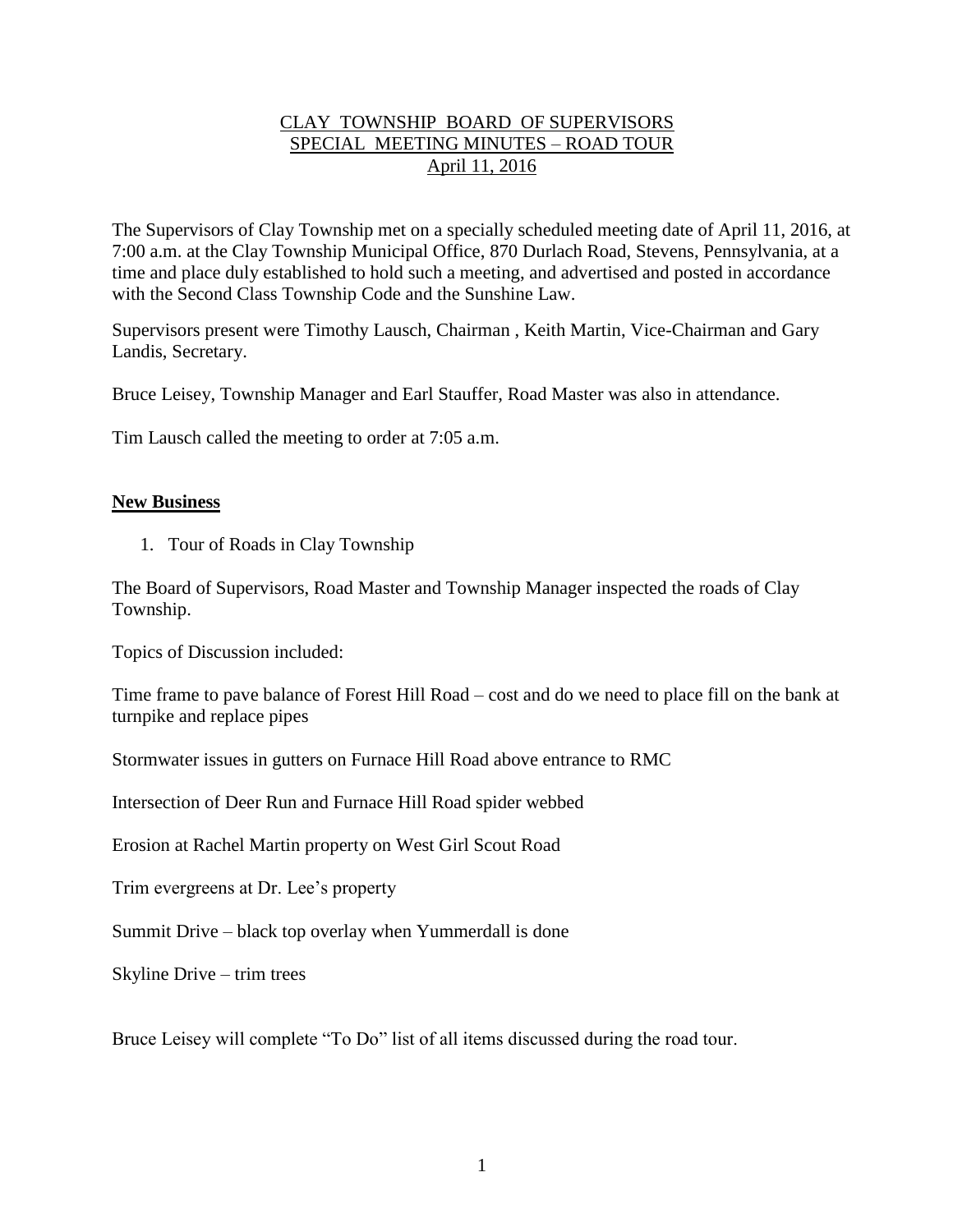# CLAY TOWNSHIP BOARD OF SUPERVISORS
## SPECIAL MEETING MINUTES – ROAD TOUR
### April 11, 2016

The Supervisors of Clay Township met on a specially scheduled meeting date of April 11, 2016, at 7:00 a.m. at the Clay Township Municipal Office, 870 Durlach Road, Stevens, Pennsylvania, at a time and place duly established to hold such a meeting, and advertised and posted in accordance with the Second Class Township Code and the Sunshine Law.

Supervisors present were Timothy Lausch, Chairman , Keith Martin, Vice-Chairman and Gary Landis, Secretary.

Bruce Leisey, Township Manager and Earl Stauffer, Road Master was also in attendance.

Tim Lausch called the meeting to order at 7:05 a.m.

**New Business**

1. Tour of Roads in Clay Township

The Board of Supervisors, Road Master and Township Manager inspected the roads of Clay Township.

Topics of Discussion included:

Time frame to pave balance of Forest Hill Road – cost and do we need to place fill on the bank at turnpike and replace pipes

Stormwater issues in gutters on Furnace Hill Road above entrance to RMC

Intersection of Deer Run and Furnace Hill Road spider webbed

Erosion at Rachel Martin property on West Girl Scout Road

Trim evergreens at Dr. Lee's property

Summit Drive – black top overlay when Yummerdall is done

Skyline Drive – trim trees

Bruce Leisey will complete "To Do" list of all items discussed during the road tour.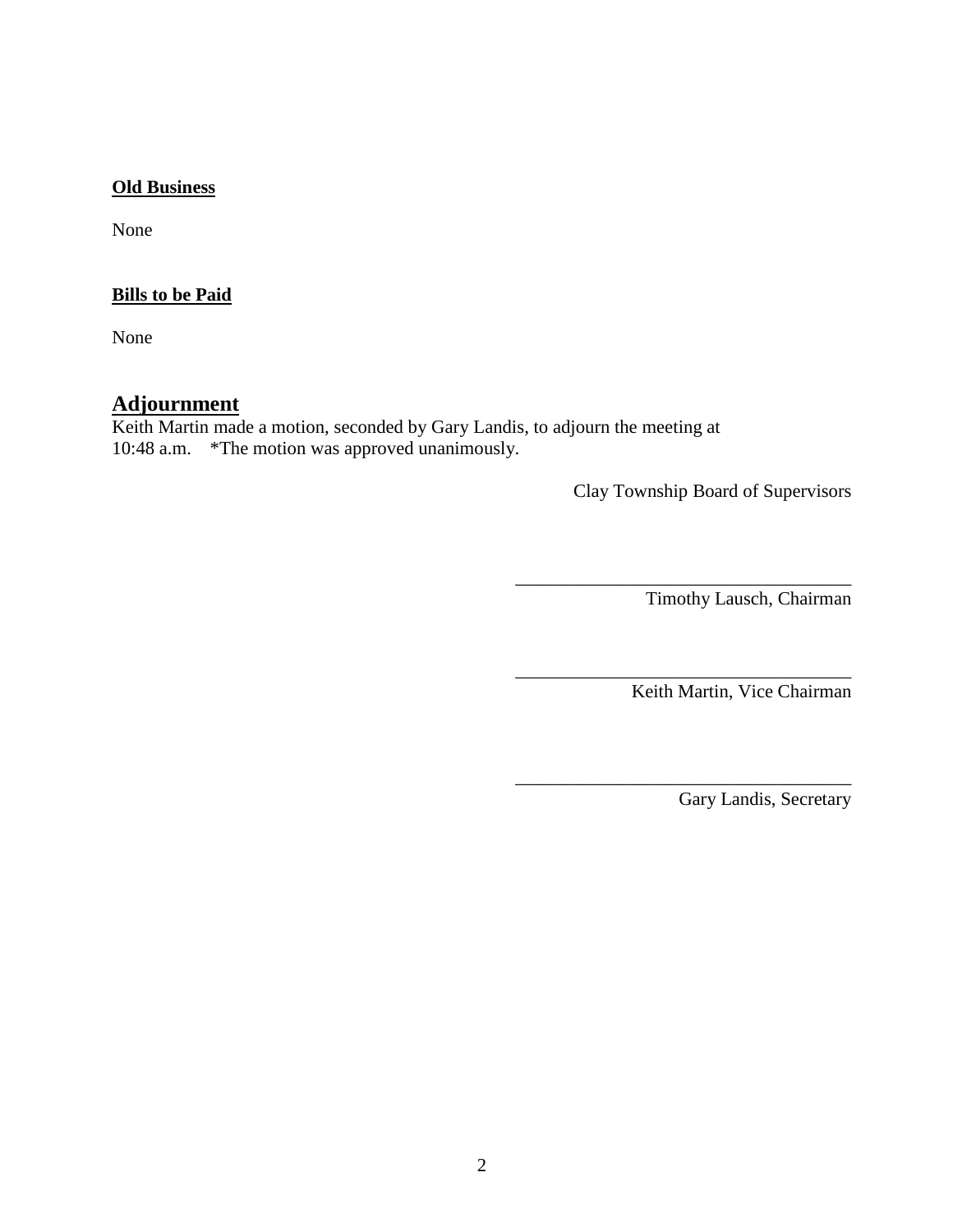**Old Business**

None

**Bills to be Paid**

None

## Adjournment

Keith Martin made a motion, seconded by Gary Landis, to adjourn the meeting at 10:48 a.m. *The motion was approved unanimously.

Clay Township Board of Supervisors

_____________________________________
Timothy Lausch, Chairman

_____________________________________
Keith Martin, Vice Chairman

_____________________________________
Gary Landis, Secretary